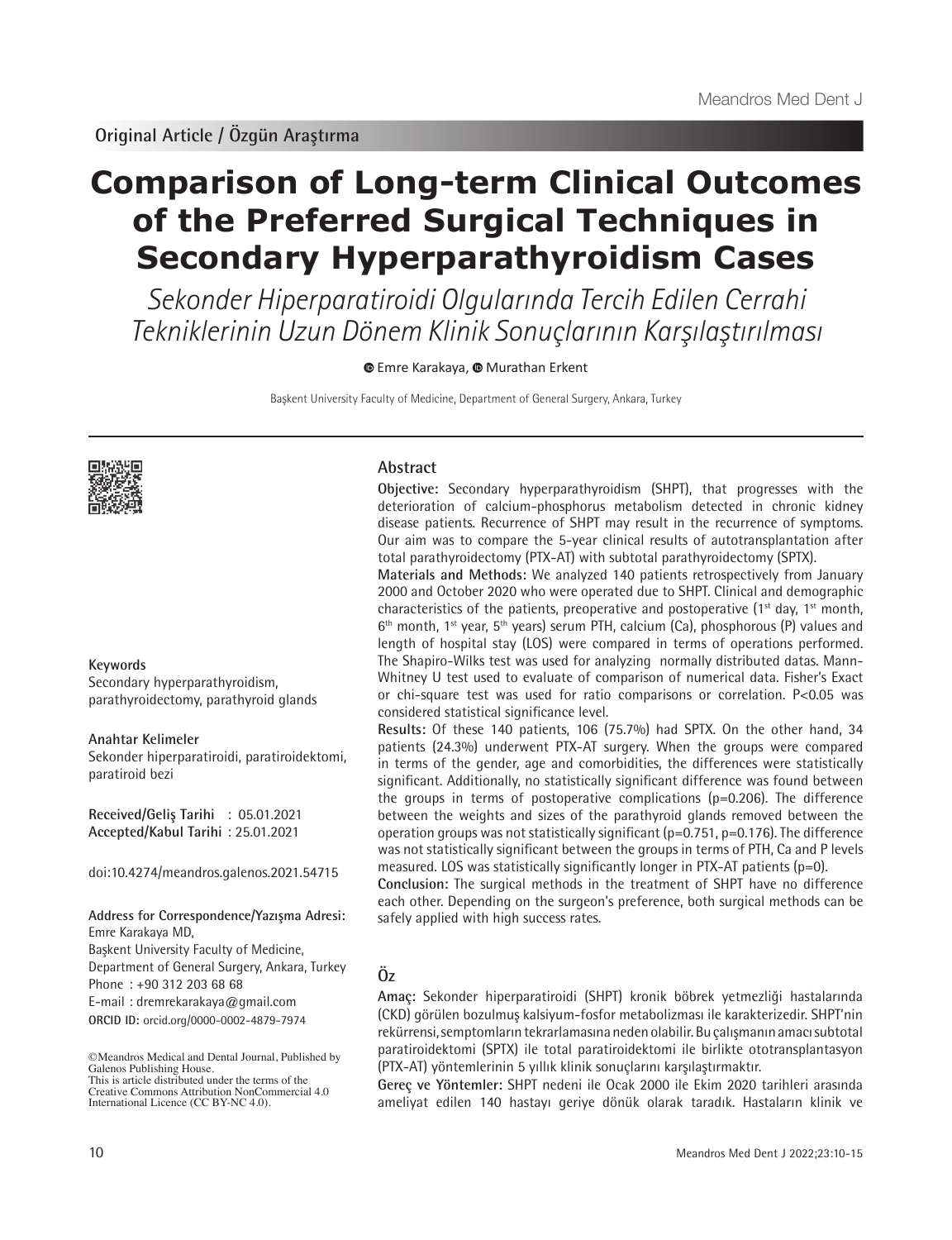**Original Article / Özgün Araştırma**

# Comparison of Long-term Clinical Outcomes of the Preferred Surgical Techniques in Secondary Hyperparathyroidism Cases

*Sekonder Hiperparatiroidi Olgularında Tercih Edilen Cerrahi Tekniklerinin Uzun Dönem Klinik Sonuçlarının Karşılaştırılması*

Emre Karakaya, Murathan Erkent

Başkent University Faculty of Medicine, Department of General Surgery, Ankara, Turkey

## Abstract

**Objective:** Secondary hyperparathyroidism (SHPT), that progresses with the deterioration of calcium-phosphorus metabolism detected in chronic kidney disease patients. Recurrence of SHPT may result in the recurrence of symptoms. Our aim was to compare the 5-year clinical results of autotransplantation after total parathyroidectomy (PTX-AT) with subtotal parathyroidectomy (SPTX).

**Materials and Methods:** We analyzed 140 patients retrospectively from January 2000 and October 2020 who were operated due to SHPT. Clinical and demographic characteristics of the patients, preoperative and postoperative (1st day, 1st month, 6th month, 1st year, 5th years) serum PTH, calcium (Ca), phosphorous (P) values and length of hospital stay (LOS) were compared in terms of operations performed. The Shapiro-Wilks test was used for analyzing normally distributed datas. Mann-Whitney U test used to evaluate of comparison of numerical data. Fisher's Exact or chi-square test was used for ratio comparisons or correlation. P<0.05 was considered statistical significance level.

**Results:** Of these 140 patients, 106 (75.7%) had SPTX. On the other hand, 34 patients (24.3%) underwent PTX-AT surgery. When the groups were compared in terms of the gender, age and comorbidities, the differences were statistically significant. Additionally, no statistically significant difference was found between the groups in terms of postoperative complications (p=0.206). The difference between the weights and sizes of the parathyroid glands removed between the operation groups was not statistically significant (p=0.751, p=0.176). The difference was not statistically significant between the groups in terms of PTH, Ca and P levels measured. LOS was statistically significantly longer in PTX-AT patients (p=0).

**Conclusion:** The surgical methods in the treatment of SHPT have no difference each other. Depending on the surgeon's preference, both surgical methods can be safely applied with high success rates.

**Keywords**

Secondary hyperparathyroidism, parathyroidectomy, parathyroid glands

**Anahtar Kelimeler**

Sekonder hiperparatiroidi, paratiroidektomi, paratiroid bezi

**Received/Geliş Tarihi** : 05.01.2021
**Accepted/Kabul Tarihi** : 25.01.2021

doi:10.4274/meandros.galenos.2021.54715

**Address for Correspondence/Yazışma Adresi:**
Emre Karakaya MD,
Başkent University Faculty of Medicine,
Department of General Surgery, Ankara, Turkey
Phone : +90 312 203 68 68
E-mail : dremrekarakaya@gmail.com
**ORCID ID:** orcid.org/0000-0002-4879-7974

©Meandros Medical and Dental Journal, Published by Galenos Publishing House.
This is article distributed under the terms of the Creative Commons Attribution NonCommercial 4.0 International Licence (CC BY-NC 4.0).

## Öz

**Amaç:** Sekonder hiperparatiroidi (SHPT) kronik böbrek yetmezliği hastalarında (CKD) görülen bozulmuş kalsiyum-fosfor metabolizması ile karakterizedir. SHPT'nin rekürrensi, semptomların tekrarlamasına neden olabilir. Bu çalışmanın amacı subtotal paratiroidektomi (SPTX) ile total paratiroidektomi ile birlikte ototransplantasyon (PTX-AT) yöntemlerinin 5 yıllık klinik sonuçlarını karşılaştırmaktır.

**Gereç ve Yöntemler:** SHPT nedeni ile Ocak 2000 ile Ekim 2020 tarihleri arasında ameliyat edilen 140 hastayı geriye dönük olarak taradık. Hastaların klinik ve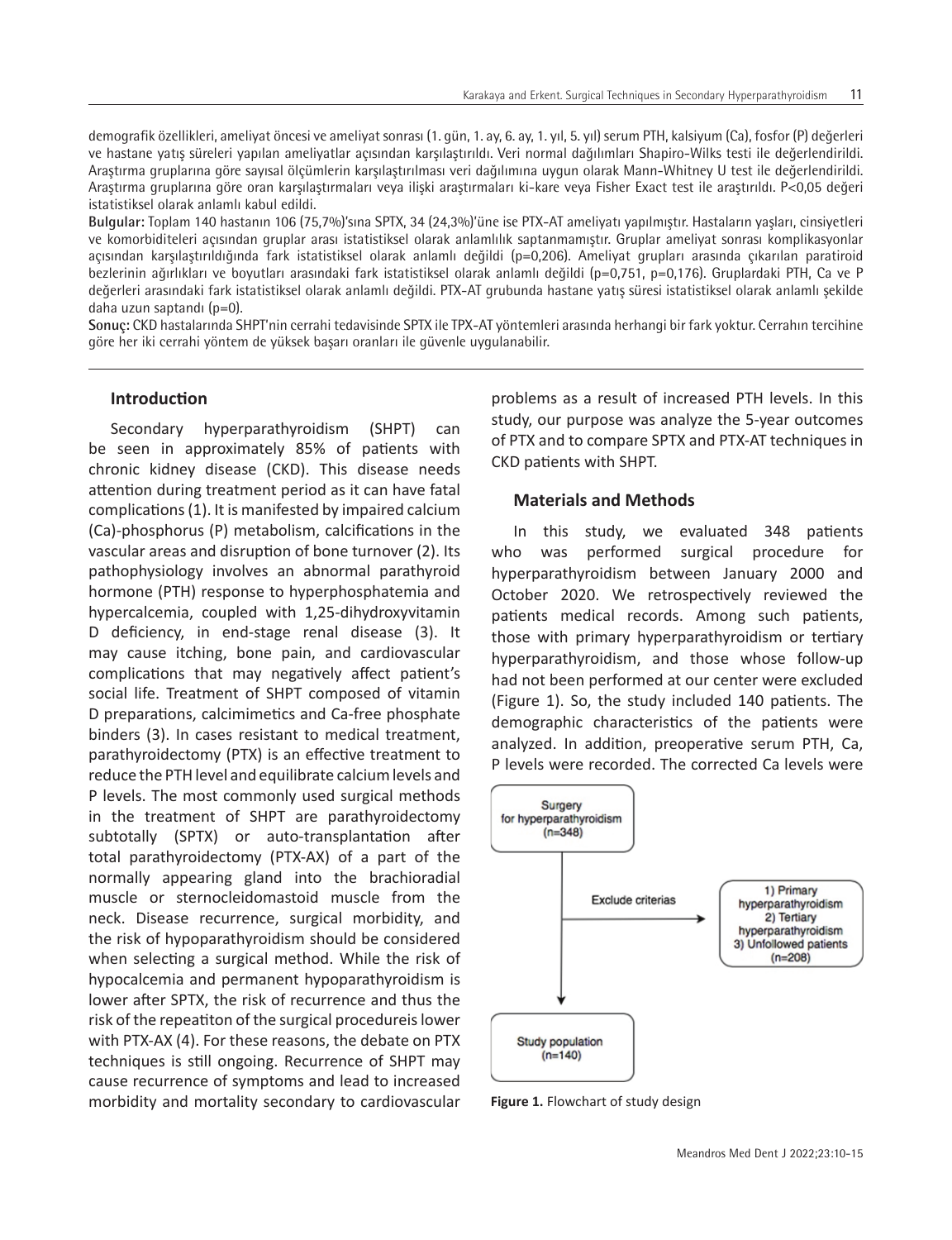demografik özellikleri, ameliyat öncesi ve ameliyat sonrası (1. gün, 1. ay, 6. ay, 1. yıl, 5. yıl) serum PTH, kalsiyum (Ca), fosfor (P) değerleri ve hastane yatış süreleri yapılan ameliyatlar açısından karşılaştırıldı. Veri normal dağılımları Shapiro-Wilks testi ile değerlendirildi. Araştırma gruplarına göre sayısal ölçümlerin karşılaştırılması veri dağılımına uygun olarak Mann-Whitney U test ile değerlendirildi. Araştırma gruplarına göre oran karşılaştırmaları veya ilişki araştırmaları ki-kare veya Fisher Exact test ile araştırıldı. P<0,05 değeri istatistiksel olarak anlamlı kabul edildi.

**Bulgular:** Toplam 140 hastanın 106 (75,7%)'sına SPTX, 34 (24,3%)'üne ise PTX-AT ameliyatı yapılmıştır. Hastaların yaşları, cinsiyetleri ve komorbiditeleri açısından gruplar arası istatistiksel olarak anlamlılık saptanmamıştır. Grupları ameliyat sonrası komplikasyonlar açısından karşılaştırıldığında fark istatistiksel olarak anlamlı değildi (p=0,206). Ameliyat grupları arasında çıkarılan paratiroid bezlerinin ağırlıkları ve boyutları arasındaki fark istatistiksel olarak anlamlı değildi (p=0,751, p=0,176). Gruplardaki PTH, Ca ve P değerleri arasındaki fark istatistiksel olarak anlamlı değildi. PTX-AT grubunda hastane yatış süresi istatistiksel olarak anlamlı şekilde daha uzun saptandı (p=0).

**Sonuç:** CKD hastalarında SHPT'nin cerrahi tedavisinde SPTX ile TPX-AT yöntemleri arasında herhangi bir fark yoktur. Cerrahın tercihine göre her iki cerrahi yöntem de yüksek başarı oranları ile güvenle uygulanabilir.

## Introduction

Secondary hyperparathyroidism (SHPT) can be seen in approximately 85% of patients with chronic kidney disease (CKD). This disease needs attention during treatment period as it can have fatal complications (1). It is manifested by impaired calcium (Ca)-phosphorus (P) metabolism, calcifications in the vascular areas and disruption of bone turnover (2). Its pathophysiology involves an abnormal parathyroid hormone (PTH) response to hyperphosphatemia and hypercalcemia, coupled with 1,25-dihydroxyvitamin D deficiency, in end-stage renal disease (3). It may cause itching, bone pain, and cardiovascular complications that may negatively affect patient's social life. Treatment of SHPT composed of vitamin D preparations, calcimimetics and Ca-free phosphate binders (3). In cases resistant to medical treatment, parathyroidectomy (PTX) is an effective treatment to reduce the PTH level and equilibrate calcium levels and P levels. The most commonly used surgical methods in the treatment of SHPT are parathyroidectomy subtotally (SPTX) or auto-transplantation after total parathyroidectomy (PTX-AX) of a part of the normally appearing gland into the brachioradial muscle or sternocleidomastoid muscle from the neck. Disease recurrence, surgical morbidity, and the risk of hypoparathyroidism should be considered when selecting a surgical method. While the risk of hypocalcemia and permanent hypoparathyroidism is lower after SPTX, the risk of recurrence and thus the risk of the repeatiton of the surgical procedureis lower with PTX-AX (4). For these reasons, the debate on PTX techniques is still ongoing. Recurrence of SHPT may cause recurrence of symptoms and lead to increased morbidity and mortality secondary to cardiovascular problems as a result of increased PTH levels. In this study, our purpose was analyze the 5-year outcomes of PTX and to compare SPTX and PTX-AT techniques in CKD patients with SHPT.

## Materials and Methods

In this study, we evaluated 348 patients who was performed surgical procedure for hyperparathyroidism between January 2000 and October 2020. We retrospectively reviewed the patients medical records. Among such patients, those with primary hyperparathyroidism or tertiary hyperparathyroidism, and those whose follow-up had not been performed at our center were excluded (Figure 1). So, the study included 140 patients. The demographic characteristics of the patients were analyzed. In addition, preoperative serum PTH, Ca, P levels were recorded. The corrected Ca levels were

Surgery for hyperparathyroidism (n=348)

Exclude criterias

1) Primary hyperparathyroidism
2) Tertiary hyperparathyroidism
3) Unfollowed patients
(n=208)

Study population (n=140)

**Figure 1.** Flowchart of study design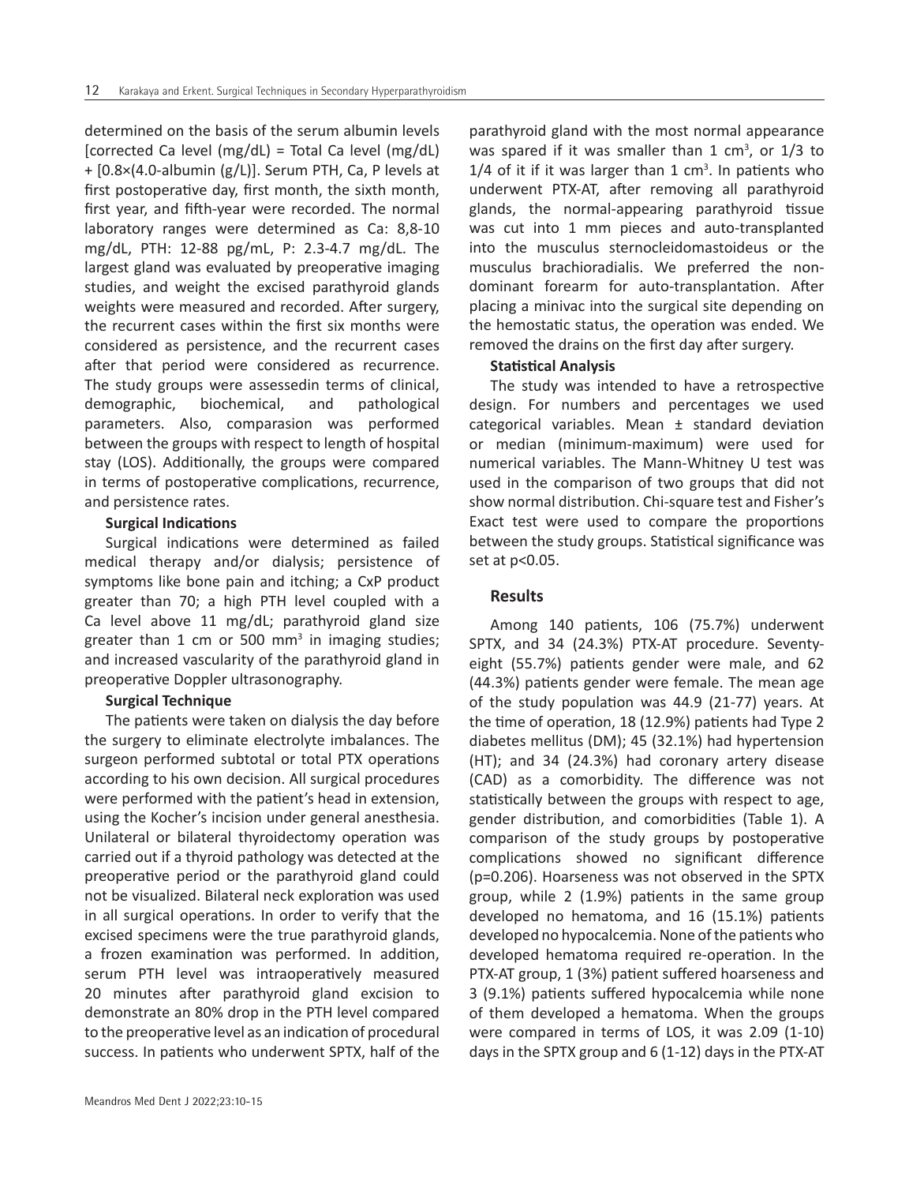determined on the basis of the serum albumin levels [corrected Ca level (mg/dL) = Total Ca level (mg/dL) + [0.8×(4.0-albumin (g/L)]. Serum PTH, Ca, P levels at first postoperative day, first month, the sixth month, first year, and fifth-year were recorded. The normal laboratory ranges were determined as Ca: 8,8-10 mg/dL, PTH: 12-88 pg/mL, P: 2.3-4.7 mg/dL. The largest gland was evaluated by preoperative imaging studies, and weight the excised parathyroid glands weights were measured and recorded. After surgery, the recurrent cases within the first six months were considered as persistence, and the recurrent cases after that period were considered as recurrence. The study groups were assessedin terms of clinical, demographic, biochemical, and pathological parameters. Also, comparasion was performed between the groups with respect to length of hospital stay (LOS). Additionally, the groups were compared in terms of postoperative complications, recurrence, and persistence rates.

**Surgical Indications**

Surgical indications were determined as failed medical therapy and/or dialysis; persistence of symptoms like bone pain and itching; a CxP product greater than 70; a high PTH level coupled with a Ca level above 11 mg/dL; parathyroid gland size greater than 1 cm or 500 mm$^3$ in imaging studies; and increased vascularity of the parathyroid gland in preoperative Doppler ultrasonography.

**Surgical Technique**

The patients were taken on dialysis the day before the surgery to eliminate electrolyte imbalances. The surgeon performed subtotal or total PTX operations according to his own decision. All surgical procedures were performed with the patient's head in extension, using the Kocher's incision under general anesthesia. Unilateral or bilateral thyroidectomy operation was carried out if a thyroid pathology was detected at the preoperative period or the parathyroid gland could not be visualized. Bilateral neck exploration was used in all surgical operations. In order to verify that the excised specimens were the true parathyroid glands, a frozen examination was performed. In addition, serum PTH level was intraoperatively measured 20 minutes after parathyroid gland excision to demonstrate an 80% drop in the PTH level compared to the preoperative level as an indication of procedural success. In patients who underwent SPTX, half of the parathyroid gland with the most normal appearance was spared if it was smaller than 1 cm$^3$, or 1/3 to 1/4 of it if it was larger than 1 cm$^3$. In patients who underwent PTX-AT, after removing all parathyroid glands, the normal-appearing parathyroid tissue was cut into 1 mm pieces and auto-transplanted into the musculus sternocleidomastoideus or the musculus brachioradialis. We preferred the non-dominant forearm for auto-transplantation. After placing a minivac into the surgical site depending on the hemostatic status, the operation was ended. We removed the drains on the first day after surgery.

**Statistical Analysis**

The study was intended to have a retrospective design. For numbers and percentages we used categorical variables. Mean ± standard deviation or median (minimum-maximum) were used for numerical variables. The Mann-Whitney U test was used in the comparison of two groups that did not show normal distribution. Chi-square test and Fisher's Exact test were used to compare the proportions between the study groups. Statistical significance was set at p<0.05.

## Results

Among 140 patients, 106 (75.7%) underwent SPTX, and 34 (24.3%) PTX-AT procedure. Seventy-eight (55.7%) patients gender were male, and 62 (44.3%) patients gender were female. The mean age of the study population was 44.9 (21-77) years. At the time of operation, 18 (12.9%) patients had Type 2 diabetes mellitus (DM); 45 (32.1%) had hypertension (HT); and 34 (24.3%) had coronary artery disease (CAD) as a comorbidity. The difference was not statistically between the groups with respect to age, gender distribution, and comorbidities (Table 1). A comparison of the study groups by postoperative complications showed no significant difference (p=0.206). Hoarseness was not observed in the SPTX group, while 2 (1.9%) patients in the same group developed no hematoma, and 16 (15.1%) patients developed no hypocalcemia. None of the patients who developed hematoma required re-operation. In the PTX-AT group, 1 (3%) patient suffered hoarseness and 3 (9.1%) patients suffered hypocalcemia while none of them developed a hematoma. When the groups were compared in terms of LOS, it was 2.09 (1-10) days in the SPTX group and 6 (1-12) days in the PTX-AT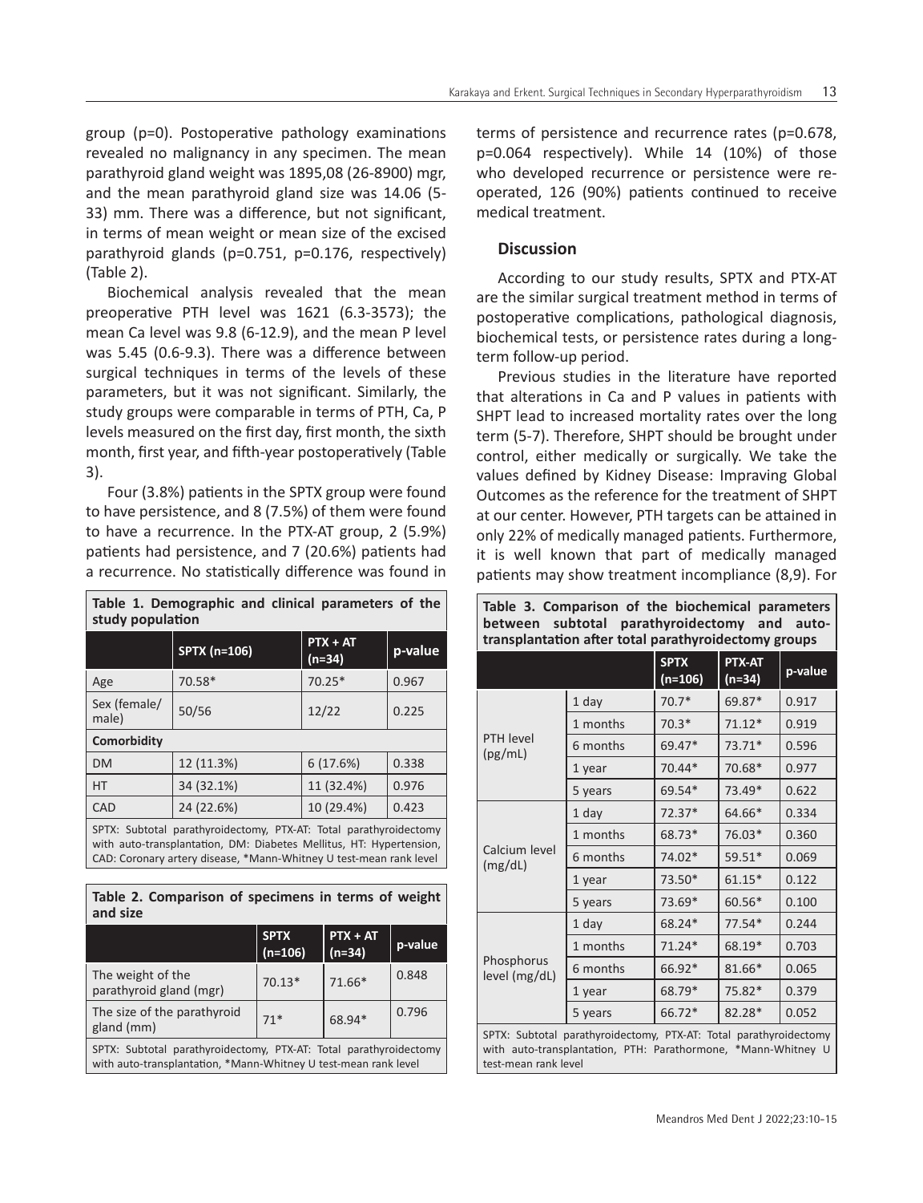group (p=0). Postoperative pathology examinations revealed no malignancy in any specimen. The mean parathyroid gland weight was 1895,08 (26-8900) mgr, and the mean parathyroid gland size was 14.06 (5-33) mm. There was a difference, but not significant, in terms of mean weight or mean size of the excised parathyroid glands (p=0.751, p=0.176, respectively) (Table 2).

Biochemical analysis revealed that the mean preoperative PTH level was 1621 (6.3-3573); the mean Ca level was 9.8 (6-12.9), and the mean P level was 5.45 (0.6-9.3). There was a difference between surgical techniques in terms of the levels of these parameters, but it was not significant. Similarly, the study groups were comparable in terms of PTH, Ca, P levels measured on the first day, first month, the sixth month, first year, and fifth-year postoperatively (Table 3).

Four (3.8%) patients in the SPTX group were found to have persistence, and 8 (7.5%) of them were found to have a recurrence. In the PTX-AT group, 2 (5.9%) patients had persistence, and 7 (20.6%) patients had a recurrence. No statistically difference was found in terms of persistence and recurrence rates (p=0.678, p=0.064 respectively). While 14 (10%) of those who developed recurrence or persistence were re-operated, 126 (90%) patients continued to receive medical treatment.

**Table 1. Demographic and clinical parameters of the study population**

| | SPTX (n=106) | PTX + AT (n=34) | p-value |
|---|---|---|---|
| Age | 70.58* | 70.25* | 0.967 |
| Sex (female/male) | 50/56 | 12/22 | 0.225 |
| **Comorbidity** | | | |
| DM | 12 (11.3%) | 6 (17.6%) | 0.338 |
| HT | 34 (32.1%) | 11 (32.4%) | 0.976 |
| CAD | 24 (22.6%) | 10 (29.4%) | 0.423 |

SPTX: Subtotal parathyroidectomy, PTX-AT: Total parathyroidectomy with auto-transplantation, DM: Diabetes Mellitus, HT: Hypertension, CAD: Coronary artery disease, *Mann-Whitney U test-mean rank level

**Table 2. Comparison of specimens in terms of weight and size**

| | SPTX (n=106) | PTX + AT (n=34) | p-value |
|---|---|---|---|
| The weight of the parathyroid gland (mgr) | 70.13* | 71.66* | 0.848 |
| The size of the parathyroid gland (mm) | 71* | 68.94* | 0.796 |

SPTX: Subtotal parathyroidectomy, PTX-AT: Total parathyroidectomy with auto-transplantation, *Mann-Whitney U test-mean rank level

## Discussion

According to our study results, SPTX and PTX-AT are the similar surgical treatment method in terms of postoperative complications, pathological diagnosis, biochemical tests, or persistence rates during a long-term follow-up period.

Previous studies in the literature have reported that alterations in Ca and P values in patients with SHPT lead to increased mortality rates over the long term (5-7). Therefore, SHPT should be brought under control, either medically or surgically. We take the values defined by Kidney Disease: Impraving Global Outcomes as the reference for the treatment of SHPT at our center. However, PTH targets can be attained in only 22% of medically managed patients. Furthermore, it is well known that part of medically managed patients may show treatment incompliance (8,9). For

**Table 3. Comparison of the biochemical parameters between subtotal parathyroidectomy and auto-transplantation after total parathyroidectomy groups**

| | | SPTX (n=106) | PTX-AT (n=34) | p-value |
|---|---|---|---|---|
| PTH level (pg/mL) | 1 day | 70.7* | 69.87* | 0.917 |
| | 1 months | 70.3* | 71.12* | 0.919 |
| | 6 months | 69.47* | 73.71* | 0.596 |
| | 1 year | 70.44* | 70.68* | 0.977 |
| | 5 years | 69.54* | 73.49* | 0.622 |
| Calcium level (mg/dL) | 1 day | 72.37* | 64.66* | 0.334 |
| | 1 months | 68.73* | 76.03* | 0.360 |
| | 6 months | 74.02* | 59.51* | 0.069 |
| | 1 year | 73.50* | 61.15* | 0.122 |
| | 5 years | 73.69* | 60.56* | 0.100 |
| Phosphorus level (mg/dL) | 1 day | 68.24* | 77.54* | 0.244 |
| | 1 months | 71.24* | 68.19* | 0.703 |
| | 6 months | 66.92* | 81.66* | 0.065 |
| | 1 year | 68.79* | 75.82* | 0.379 |
| | 5 years | 66.72* | 82.28* | 0.052 |

SPTX: Subtotal parathyroidectomy, PTX-AT: Total parathyroidectomy with auto-transplantation, PTH: Parathormone, *Mann-Whitney U test-mean rank level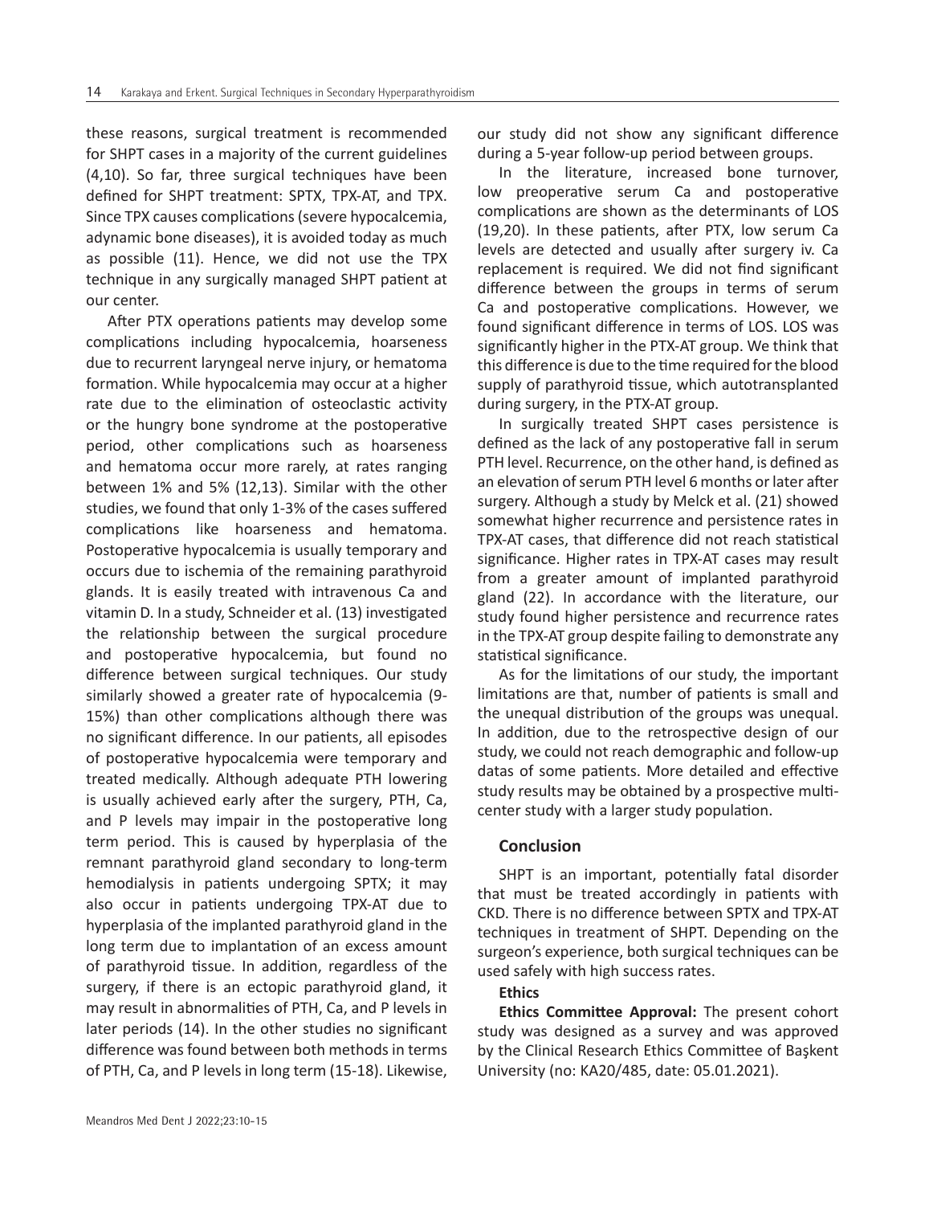these reasons, surgical treatment is recommended for SHPT cases in a majority of the current guidelines (4,10). So far, three surgical techniques have been defined for SHPT treatment: SPTX, TPX-AT, and TPX. Since TPX causes complications (severe hypocalcemia, adynamic bone diseases), it is avoided today as much as possible (11). Hence, we did not use the TPX technique in any surgically managed SHPT patient at our center.

After PTX operations patients may develop some complications including hypocalcemia, hoarseness due to recurrent laryngeal nerve injury, or hematoma formation. While hypocalcemia may occur at a higher rate due to the elimination of osteoclastic activity or the hungry bone syndrome at the postoperative period, other complications such as hoarseness and hematoma occur more rarely, at rates ranging between 1% and 5% (12,13). Similar with the other studies, we found that only 1-3% of the cases suffered complications like hoarseness and hematoma. Postoperative hypocalcemia is usually temporary and occurs due to ischemia of the remaining parathyroid glands. It is easily treated with intravenous Ca and vitamin D. In a study, Schneider et al. (13) investigated the relationship between the surgical procedure and postoperative hypocalcemia, but found no difference between surgical techniques. Our study similarly showed a greater rate of hypocalcemia (9-15%) than other complications although there was no significant difference. In our patients, all episodes of postoperative hypocalcemia were temporary and treated medically. Although adequate PTH lowering is usually achieved early after the surgery, PTH, Ca, and P levels may impair in the postoperative long term period. This is caused by hyperplasia of the remnant parathyroid gland secondary to long-term hemodialysis in patients undergoing SPTX; it may also occur in patients undergoing TPX-AT due to hyperplasia of the implanted parathyroid gland in the long term due to implantation of an excess amount of parathyroid tissue. In addition, regardless of the surgery, if there is an ectopic parathyroid gland, it may result in abnormalities of PTH, Ca, and P levels in later periods (14). In the other studies no significant difference was found between both methods in terms of PTH, Ca, and P levels in long term (15-18). Likewise, our study did not show any significant difference during a 5-year follow-up period between groups.

In the literature, increased bone turnover, low preoperative serum Ca and postoperative complications are shown as the determinants of LOS (19,20). In these patients, after PTX, low serum Ca levels are detected and usually after surgery iv. Ca replacement is required. We did not find significant difference between the groups in terms of serum Ca and postoperative complications. However, we found significant difference in terms of LOS. LOS was significantly higher in the PTX-AT group. We think that this difference is due to the time required for the blood supply of parathyroid tissue, which autotransplanted during surgery, in the PTX-AT group.

In surgically treated SHPT cases persistence is defined as the lack of any postoperative fall in serum PTH level. Recurrence, on the other hand, is defined as an elevation of serum PTH level 6 months or later after surgery. Although a study by Melck et al. (21) showed somewhat higher recurrence and persistence rates in TPX-AT cases, that difference did not reach statistical significance. Higher rates in TPX-AT cases may result from a greater amount of implanted parathyroid gland (22). In accordance with the literature, our study found higher persistence and recurrence rates in the TPX-AT group despite failing to demonstrate any statistical significance.

As for the limitations of our study, the important limitations are that, number of patients is small and the unequal distribution of the groups was unequal. In addition, due to the retrospective design of our study, we could not reach demographic and follow-up datas of some patients. More detailed and effective study results may be obtained by a prospective multi-center study with a larger study population.

## Conclusion

SHPT is an important, potentially fatal disorder that must be treated accordingly in patients with CKD. There is no difference between SPTX and TPX-AT techniques in treatment of SHPT. Depending on the surgeon's experience, both surgical techniques can be used safely with high success rates.

### Ethics

**Ethics Committee Approval:** The present cohort study was designed as a survey and was approved by the Clinical Research Ethics Committee of Başkent University (no: KA20/485, date: 05.01.2021).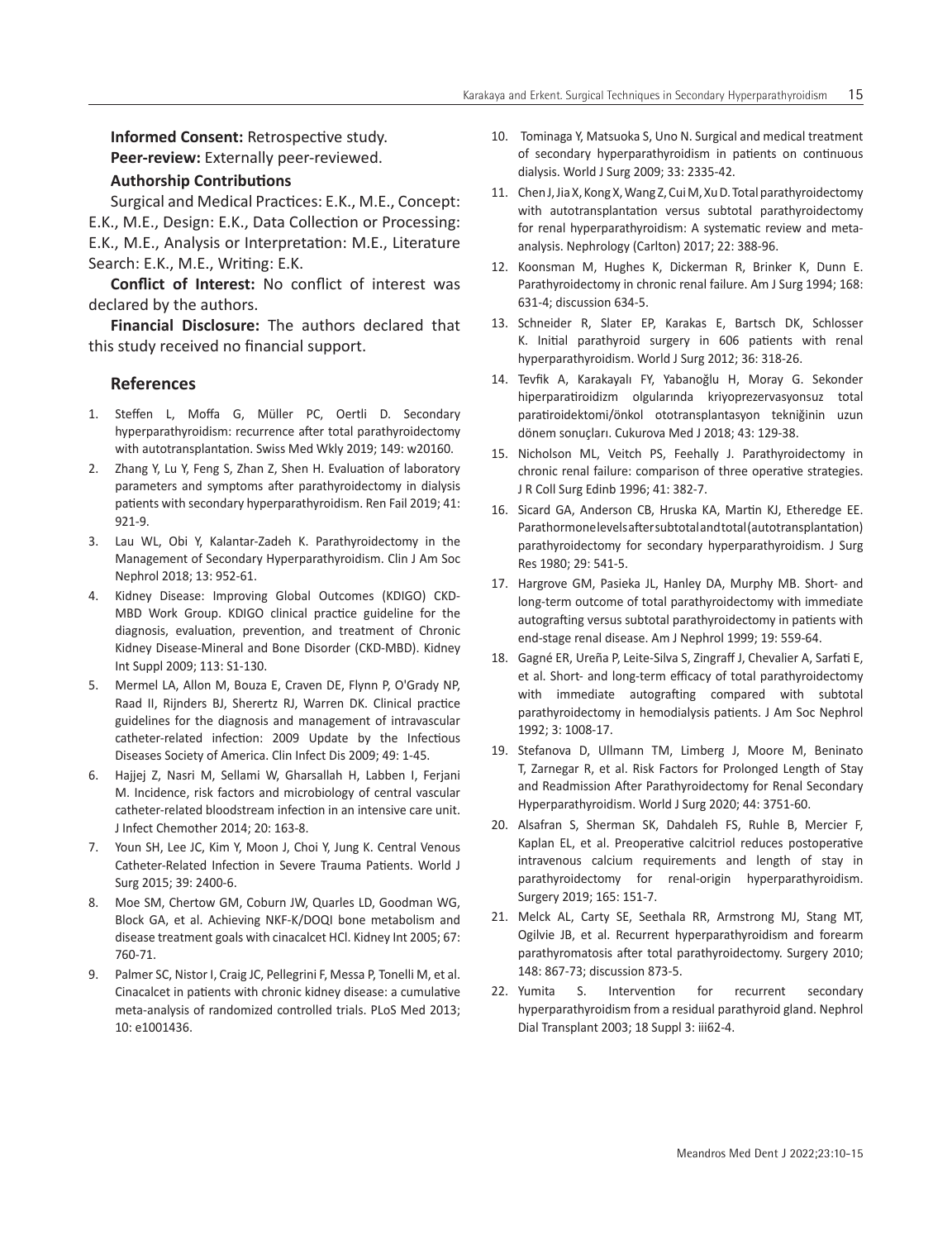**Informed Consent:** Retrospective study.

**Peer-review:** Externally peer-reviewed.

**Authorship Contributions**

Surgical and Medical Practices: E.K., M.E., Concept: E.K., M.E., Design: E.K., Data Collection or Processing: E.K., M.E., Analysis or Interpretation: M.E., Literature Search: E.K., M.E., Writing: E.K.

**Conflict of Interest:** No conflict of interest was declared by the authors.

**Financial Disclosure:** The authors declared that this study received no financial support.

## References

1. Steffen L, Moffa G, Müller PC, Oertli D. Secondary hyperparathyroidism: recurrence after total parathyroidectomy with autotransplantation. Swiss Med Wkly 2019; 149: w20160.
2. Zhang Y, Lu Y, Feng S, Zhan Z, Shen H. Evaluation of laboratory parameters and symptoms after parathyroidectomy in dialysis patients with secondary hyperparathyroidism. Ren Fail 2019; 41: 921-9.
3. Lau WL, Obi Y, Kalantar-Zadeh K. Parathyroidectomy in the Management of Secondary Hyperparathyroidism. Clin J Am Soc Nephrol 2018; 13: 952-61.
4. Kidney Disease: Improving Global Outcomes (KDIGO) CKD-MBD Work Group. KDIGO clinical practice guideline for the diagnosis, evaluation, prevention, and treatment of Chronic Kidney Disease-Mineral and Bone Disorder (CKD-MBD). Kidney Int Suppl 2009; 113: S1-130.
5. Mermel LA, Allon M, Bouza E, Craven DE, Flynn P, O'Grady NP, Raad II, Rijnders BJ, Sherertz RJ, Warren DK. Clinical practice guidelines for the diagnosis and management of intravascular catheter-related infection: 2009 Update by the Infectious Diseases Society of America. Clin Infect Dis 2009; 49: 1-45.
6. Hajjej Z, Nasri M, Sellami W, Gharsallah H, Labben I, Ferjani M. Incidence, risk factors and microbiology of central vascular catheter-related bloodstream infection in an intensive care unit. J Infect Chemother 2014; 20: 163-8.
7. Youn SH, Lee JC, Kim Y, Moon J, Choi Y, Jung K. Central Venous Catheter-Related Infection in Severe Trauma Patients. World J Surg 2015; 39: 2400-6.
8. Moe SM, Chertow GM, Coburn JW, Quarles LD, Goodman WG, Block GA, et al. Achieving NKF-K/DOQI bone metabolism and disease treatment goals with cinacalcet HCl. Kidney Int 2005; 67: 760-71.
9. Palmer SC, Nistor I, Craig JC, Pellegrini F, Messa P, Tonelli M, et al. Cinacalcet in patients with chronic kidney disease: a cumulative meta-analysis of randomized controlled trials. PLoS Med 2013; 10: e1001436.
10. Tominaga Y, Matsuoka S, Uno N. Surgical and medical treatment of secondary hyperparathyroidism in patients on continuous dialysis. World J Surg 2009; 33: 2335-42.
11. Chen J, Jia X, Kong X, Wang Z, Cui M, Xu D. Total parathyroidectomy with autotransplantation versus subtotal parathyroidectomy for renal hyperparathyroidism: A systematic review and meta-analysis. Nephrology (Carlton) 2017; 22: 388-96.
12. Koonsman M, Hughes K, Dickerman R, Brinker K, Dunn E. Parathyroidectomy in chronic renal failure. Am J Surg 1994; 168: 631-4; discussion 634-5.
13. Schneider R, Slater EP, Karakas E, Bartsch DK, Schlosser K. Initial parathyroid surgery in 606 patients with renal hyperparathyroidism. World J Surg 2012; 36: 318-26.
14. Tevfik A, Karakayalı FY, Yabanoğlu H, Moray G. Sekonder hiperparatiroidizm olgularında kriyoprezervasyonsuz total paratiroidektomi/önkol ototransplantasyon tekniğinin uzun dönem sonuçları. Cukurova Med J 2018; 43: 129-38.
15. Nicholson ML, Veitch PS, Feehally J. Parathyroidectomy in chronic renal failure: comparison of three operative strategies. J R Coll Surg Edinb 1996; 41: 382-7.
16. Sicard GA, Anderson CB, Hruska KA, Martin KJ, Etheredge EE. Parathormone levels after subtotal and total (autotransplantation) parathyroidectomy for secondary hyperparathyroidism. J Surg Res 1980; 29: 541-5.
17. Hargrove GM, Pasieka JL, Hanley DA, Murphy MB. Short- and long-term outcome of total parathyroidectomy with immediate autografting versus subtotal parathyroidectomy in patients with end-stage renal disease. Am J Nephrol 1999; 19: 559-64.
18. Gagné ER, Ureña P, Leite-Silva S, Zingraff J, Chevalier A, Sarfati E, et al. Short- and long-term efficacy of total parathyroidectomy with immediate autografting compared with subtotal parathyroidectomy in hemodialysis patients. J Am Soc Nephrol 1992; 3: 1008-17.
19. Stefanova D, Ullmann TM, Limberg J, Moore M, Beninato T, Zarnegar R, et al. Risk Factors for Prolonged Length of Stay and Readmission After Parathyroidectomy for Renal Secondary Hyperparathyroidism. World J Surg 2020; 44: 3751-60.
20. Alsafran S, Sherman SK, Dahdaleh FS, Ruhle B, Mercier F, Kaplan EL, et al. Preoperative calcitriol reduces postoperative intravenous calcium requirements and length of stay in parathyroidectomy for renal-origin hyperparathyroidism. Surgery 2019; 165: 151-7.
21. Melck AL, Carty SE, Seethala RR, Armstrong MJ, Stang MT, Ogilvie JB, et al. Recurrent hyperparathyroidism and forearm parathyromatosis after total parathyroidectomy. Surgery 2010; 148: 867-73; discussion 873-5.
22. Yumita S. Intervention for recurrent secondary hyperparathyroidism from a residual parathyroid gland. Nephrol Dial Transplant 2003; 18 Suppl 3: iii62-4.